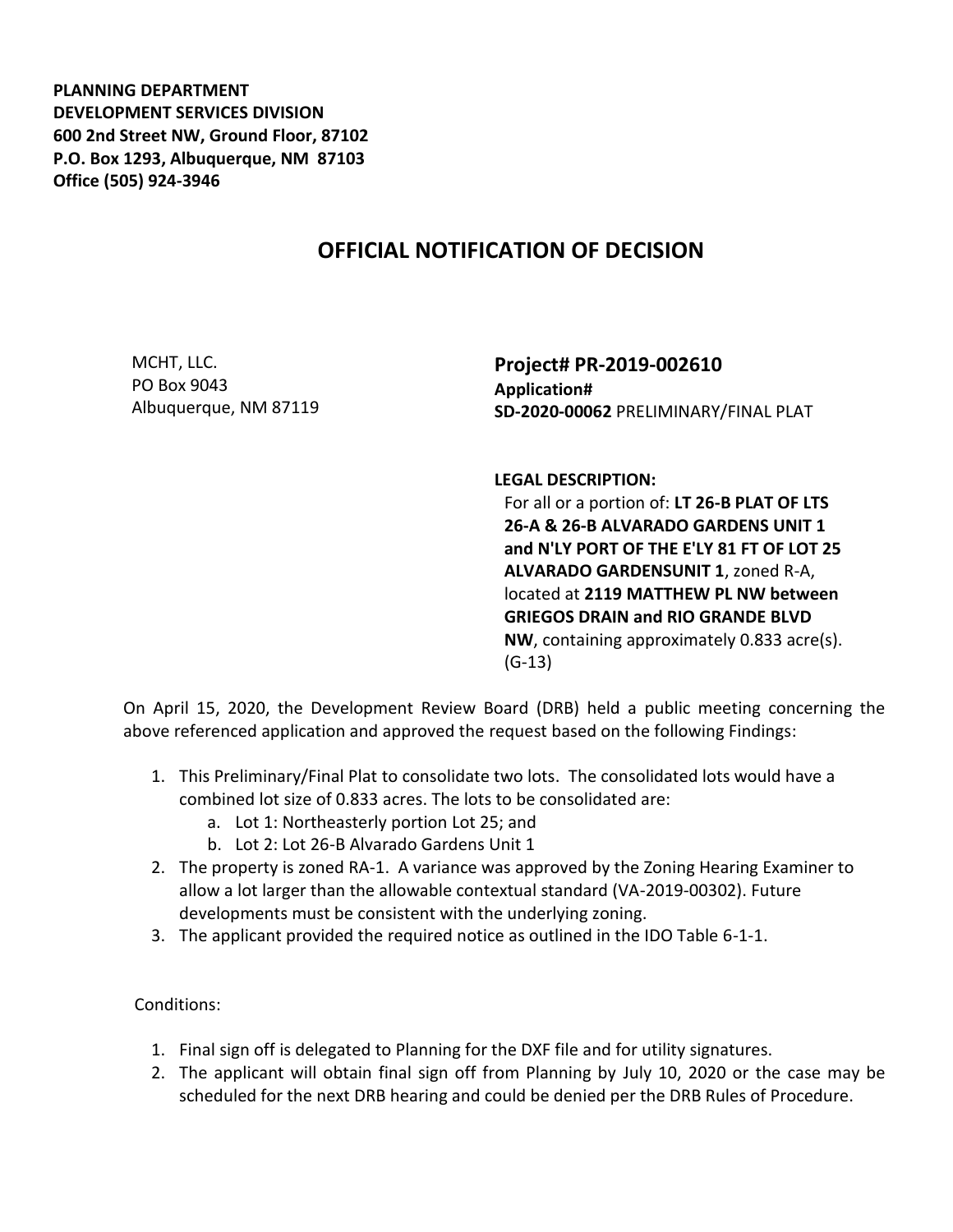**PLANNING DEPARTMENT**
**DEVELOPMENT SERVICES DIVISION**
**600 2nd Street NW, Ground Floor, 87102**
**P.O. Box 1293, Albuquerque, NM 87103**
**Office (505) 924-3946**

# OFFICIAL NOTIFICATION OF DECISION

MCHT, LLC.
PO Box 9043
Albuquerque, NM 87119

**Project# PR-2019-002610**
**Application#**
**SD-2020-00062** PRELIMINARY/FINAL PLAT

**LEGAL DESCRIPTION:**
For all or a portion of: **LT 26-B PLAT OF LTS 26-A & 26-B ALVARADO GARDENS UNIT 1 and N'LY PORT OF THE E'LY 81 FT OF LOT 25 ALVARADO GARDENSUNIT 1**, zoned R-A, located at **2119 MATTHEW PL NW between GRIEGOS DRAIN and RIO GRANDE BLVD NW**, containing approximately 0.833 acre(s). (G-13)

On April 15, 2020, the Development Review Board (DRB) held a public meeting concerning the above referenced application and approved the request based on the following Findings:

1. This Preliminary/Final Plat to consolidate two lots. The consolidated lots would have a combined lot size of 0.833 acres. The lots to be consolidated are:
   a. Lot 1: Northeasterly portion Lot 25; and
   b. Lot 2: Lot 26-B Alvarado Gardens Unit 1
2. The property is zoned RA-1. A variance was approved by the Zoning Hearing Examiner to allow a lot larger than the allowable contextual standard (VA-2019-00302). Future developments must be consistent with the underlying zoning.
3. The applicant provided the required notice as outlined in the IDO Table 6-1-1.

Conditions:

1. Final sign off is delegated to Planning for the DXF file and for utility signatures.
2. The applicant will obtain final sign off from Planning by July 10, 2020 or the case may be scheduled for the next DRB hearing and could be denied per the DRB Rules of Procedure.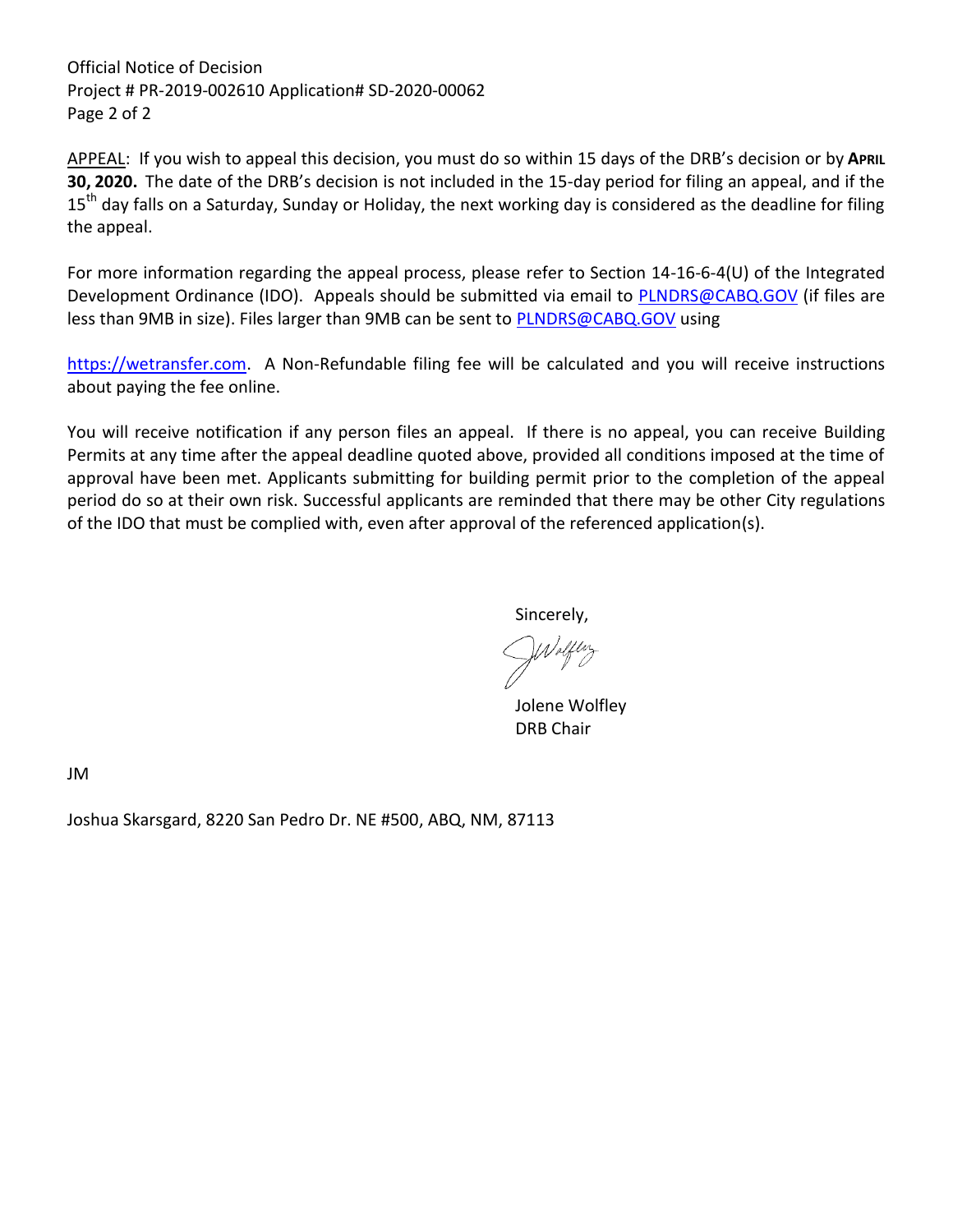APPEAL: If you wish to appeal this decision, you must do so within 15 days of the DRB's decision or by **APRIL 30, 2020.** The date of the DRB's decision is not included in the 15-day period for filing an appeal, and if the 15th day falls on a Saturday, Sunday or Holiday, the next working day is considered as the deadline for filing the appeal.

For more information regarding the appeal process, please refer to Section 14-16-6-4(U) of the Integrated Development Ordinance (IDO). Appeals should be submitted via email to PLNDRS@CABQ.GOV (if files are less than 9MB in size). Files larger than 9MB can be sent to PLNDRS@CABQ.GOV using

https://wetransfer.com. A Non-Refundable filing fee will be calculated and you will receive instructions about paying the fee online.

You will receive notification if any person files an appeal. If there is no appeal, you can receive Building Permits at any time after the appeal deadline quoted above, provided all conditions imposed at the time of approval have been met. Applicants submitting for building permit prior to the completion of the appeal period do so at their own risk. Successful applicants are reminded that there may be other City regulations of the IDO that must be complied with, even after approval of the referenced application(s).

Sincerely,

Jolene Wolfley
DRB Chair

JM

Joshua Skarsgard, 8220 San Pedro Dr. NE #500, ABQ, NM, 87113